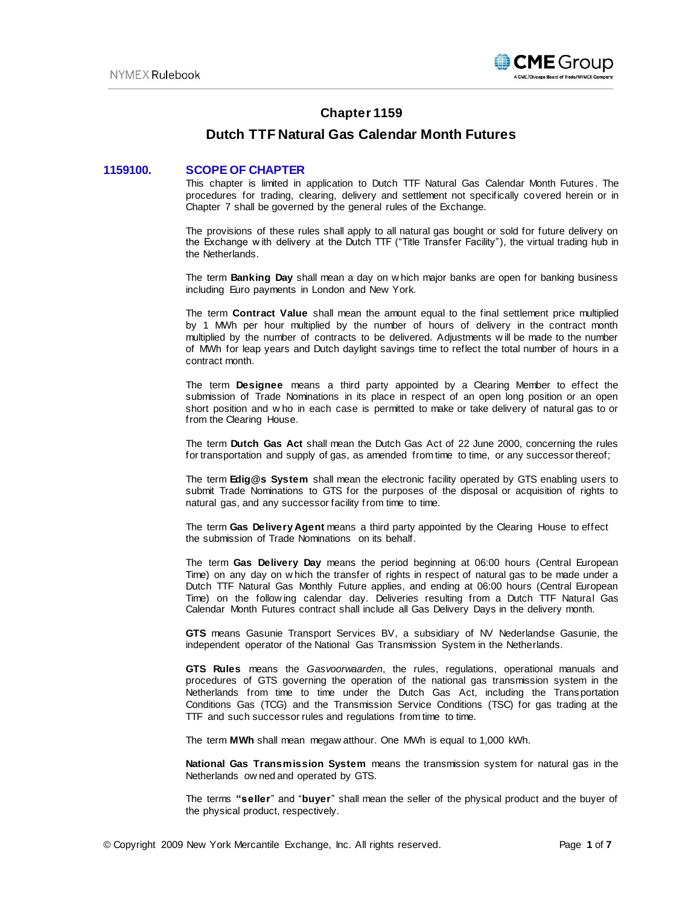# Chapter 1159

# Dutch TTF Natural Gas Calendar Month Futures

## 1159100. SCOPE OF CHAPTER

This chapter is limited in application to Dutch TTF Natural Gas Calendar Month Futures. The procedures for trading, clearing, delivery and settlement not specifically covered herein or in Chapter 7 shall be governed by the general rules of the Exchange.

The provisions of these rules shall apply to all natural gas bought or sold for future delivery on the Exchange with delivery at the Dutch TTF ("Title Transfer Facility"), the virtual trading hub in the Netherlands.

The term **Banking Day** shall mean a day on which major banks are open for banking business including Euro payments in London and New York.

The term **Contract Value** shall mean the amount equal to the final settlement price multiplied by 1 MWh per hour multiplied by the number of hours of delivery in the contract month multiplied by the number of contracts to be delivered. Adjustments will be made to the number of MWh for leap years and Dutch daylight savings time to reflect the total number of hours in a contract month.

The term **Designee** means a third party appointed by a Clearing Member to effect the submission of Trade Nominations in its place in respect of an open long position or an open short position and who in each case is permitted to make or take delivery of natural gas to or from the Clearing House.

The term **Dutch Gas Act** shall mean the Dutch Gas Act of 22 June 2000, concerning the rules for transportation and supply of gas, as amended from time to time, or any successor thereof;

The term **Edig@s System** shall mean the electronic facility operated by GTS enabling users to submit Trade Nominations to GTS for the purposes of the disposal or acquisition of rights to natural gas, and any successor facility from time to time.

The term **Gas Delivery Agent** means a third party appointed by the Clearing House to effect the submission of Trade Nominations on its behalf.

The term **Gas Delivery Day** means the period beginning at 06:00 hours (Central European Time) on any day on which the transfer of rights in respect of natural gas to be made under a Dutch TTF Natural Gas Monthly Future applies, and ending at 06:00 hours (Central European Time) on the following calendar day. Deliveries resulting from a Dutch TTF Natural Gas Calendar Month Futures contract shall include all Gas Delivery Days in the delivery month.

**GTS** means Gasunie Transport Services BV, a subsidiary of NV Nederlandse Gasunie, the independent operator of the National Gas Transmission System in the Netherlands.

**GTS Rules** means the *Gasvoorwaarden*, the rules, regulations, operational manuals and procedures of GTS governing the operation of the national gas transmission system in the Netherlands from time to time under the Dutch Gas Act, including the Transportation Conditions Gas (TCG) and the Transmission Service Conditions (TSC) for gas trading at the TTF and such successor rules and regulations from time to time.

The term **MWh** shall mean megawatthour. One MWh is equal to 1,000 kWh.

**National Gas Transmission System** means the transmission system for natural gas in the Netherlands owned and operated by GTS.

The terms **"seller"** and "**buyer**" shall mean the seller of the physical product and the buyer of the physical product, respectively.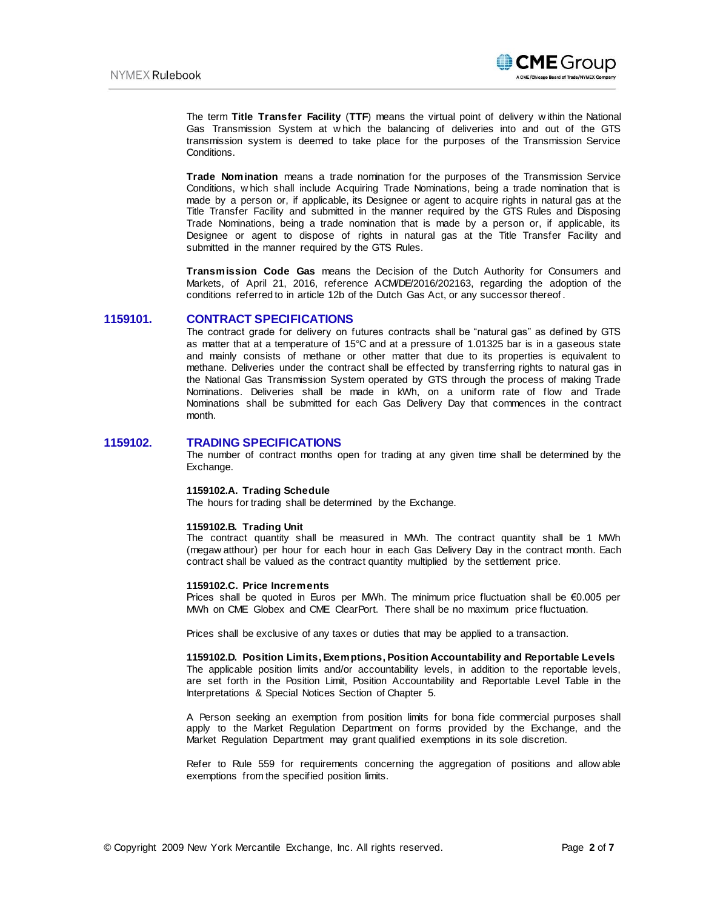The term **Title Transfer Facility** (**TTF**) means the virtual point of delivery within the National Gas Transmission System at which the balancing of deliveries into and out of the GTS transmission system is deemed to take place for the purposes of the Transmission Service Conditions.

**Trade Nomination** means a trade nomination for the purposes of the Transmission Service Conditions, which shall include Acquiring Trade Nominations, being a trade nomination that is made by a person or, if applicable, its Designee or agent to acquire rights in natural gas at the Title Transfer Facility and submitted in the manner required by the GTS Rules and Disposing Trade Nominations, being a trade nomination that is made by a person or, if applicable, its Designee or agent to dispose of rights in natural gas at the Title Transfer Facility and submitted in the manner required by the GTS Rules.

**Transmission Code Gas** means the Decision of the Dutch Authority for Consumers and Markets, of April 21, 2016, reference ACM/DE/2016/202163, regarding the adoption of the conditions referred to in article 12b of the Dutch Gas Act, or any successor thereof.

## 1159101. CONTRACT SPECIFICATIONS

The contract grade for delivery on futures contracts shall be "natural gas" as defined by GTS as matter that at a temperature of 15°C and at a pressure of 1.01325 bar is in a gaseous state and mainly consists of methane or other matter that due to its properties is equivalent to methane. Deliveries under the contract shall be effected by transferring rights to natural gas in the National Gas Transmission System operated by GTS through the process of making Trade Nominations. Deliveries shall be made in kWh, on a uniform rate of flow and Trade Nominations shall be submitted for each Gas Delivery Day that commences in the contract month.

## 1159102. TRADING SPECIFICATIONS

The number of contract months open for trading at any given time shall be determined by the Exchange.

### 1159102.A. Trading Schedule

The hours for trading shall be determined by the Exchange.

### 1159102.B. Trading Unit

The contract quantity shall be measured in MWh. The contract quantity shall be 1 MWh (megawatthour) per hour for each hour in each Gas Delivery Day in the contract month. Each contract shall be valued as the contract quantity multiplied by the settlement price.

### 1159102.C. Price Increments

Prices shall be quoted in Euros per MWh. The minimum price fluctuation shall be €0.005 per MWh on CME Globex and CME ClearPort. There shall be no maximum price fluctuation.

Prices shall be exclusive of any taxes or duties that may be applied to a transaction.

### 1159102.D. Position Limits, Exemptions, Position Accountability and Reportable Levels

The applicable position limits and/or accountability levels, in addition to the reportable levels, are set forth in the Position Limit, Position Accountability and Reportable Level Table in the Interpretations & Special Notices Section of Chapter 5.

A Person seeking an exemption from position limits for bona fide commercial purposes shall apply to the Market Regulation Department on forms provided by the Exchange, and the Market Regulation Department may grant qualified exemptions in its sole discretion.

Refer to Rule 559 for requirements concerning the aggregation of positions and allowable exemptions from the specified position limits.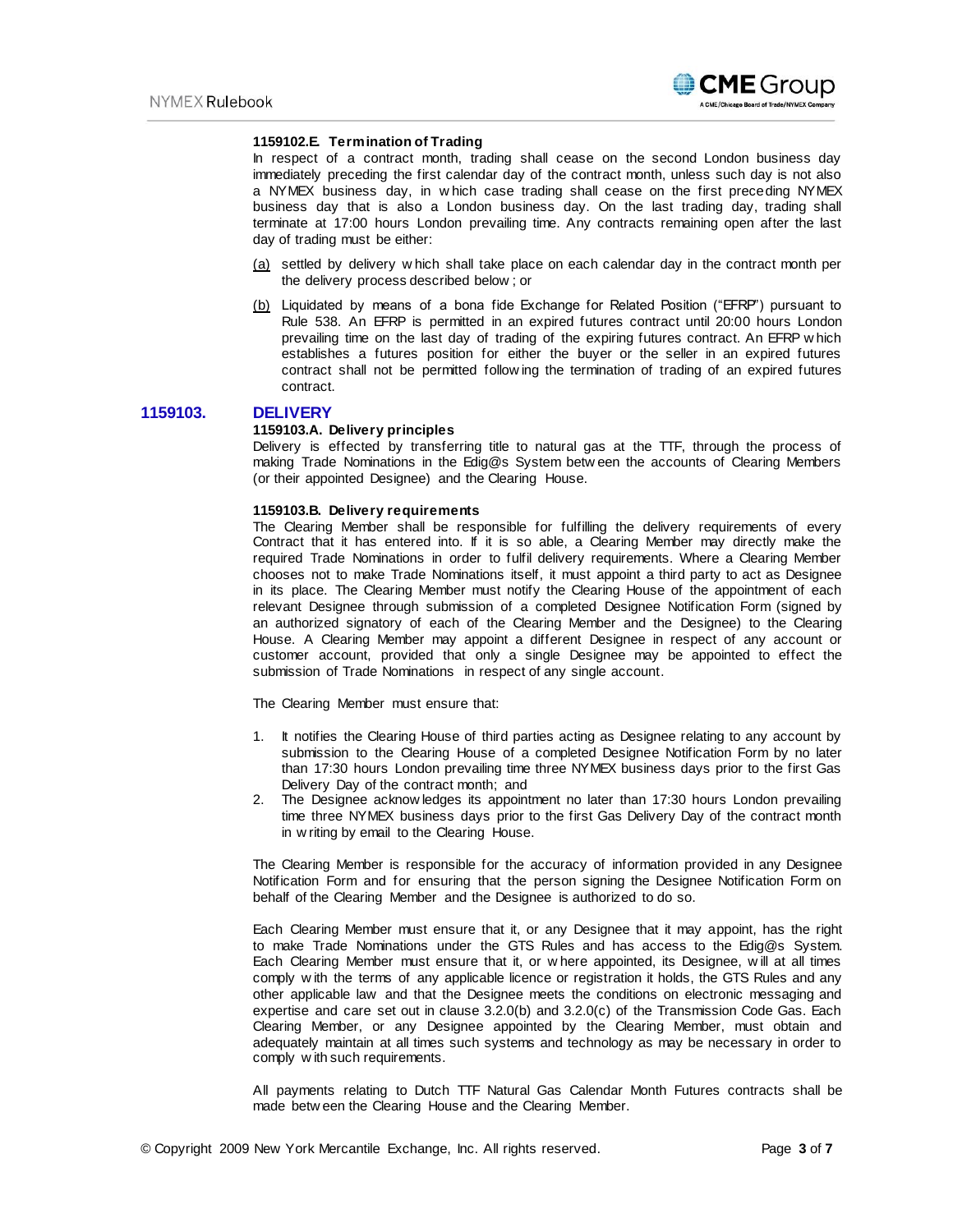**1159102.E. Termination of Trading**

In respect of a contract month, trading shall cease on the second London business day immediately preceding the first calendar day of the contract month, unless such day is not also a NYMEX business day, in which case trading shall cease on the first preceding NYMEX business day that is also a London business day. On the last trading day, trading shall terminate at 17:00 hours London prevailing time. Any contracts remaining open after the last day of trading must be either:

(a) settled by delivery which shall take place on each calendar day in the contract month per the delivery process described below; or

(b) Liquidated by means of a bona fide Exchange for Related Position ("EFRP") pursuant to Rule 538. An EFRP is permitted in an expired futures contract until 20:00 hours London prevailing time on the last day of trading of the expiring futures contract. An EFRP which establishes a futures position for either the buyer or the seller in an expired futures contract shall not be permitted following the termination of trading of an expired futures contract.

## 1159103. DELIVERY

**1159103.A. Delivery principles**

Delivery is effected by transferring title to natural gas at the TTF, through the process of making Trade Nominations in the Edig@s System between the accounts of Clearing Members (or their appointed Designee) and the Clearing House.

**1159103.B. Delivery requirements**

The Clearing Member shall be responsible for fulfilling the delivery requirements of every Contract that it has entered into. If it is so able, a Clearing Member may directly make the required Trade Nominations in order to fulfil delivery requirements. Where a Clearing Member chooses not to make Trade Nominations itself, it must appoint a third party to act as Designee in its place. The Clearing Member must notify the Clearing House of the appointment of each relevant Designee through submission of a completed Designee Notification Form (signed by an authorized signatory of each of the Clearing Member and the Designee) to the Clearing House. A Clearing Member may appoint a different Designee in respect of any account or customer account, provided that only a single Designee may be appointed to effect the submission of Trade Nominations in respect of any single account.

The Clearing Member must ensure that:

1. It notifies the Clearing House of third parties acting as Designee relating to any account by submission to the Clearing House of a completed Designee Notification Form by no later than 17:30 hours London prevailing time three NYMEX business days prior to the first Gas Delivery Day of the contract month; and
2. The Designee acknowledges its appointment no later than 17:30 hours London prevailing time three NYMEX business days prior to the first Gas Delivery Day of the contract month in writing by email to the Clearing House.

The Clearing Member is responsible for the accuracy of information provided in any Designee Notification Form and for ensuring that the person signing the Designee Notification Form on behalf of the Clearing Member and the Designee is authorized to do so.

Each Clearing Member must ensure that it, or any Designee that it may appoint, has the right to make Trade Nominations under the GTS Rules and has access to the Edig@s System. Each Clearing Member must ensure that it, or where appointed, its Designee, will at all times comply with the terms of any applicable licence or registration it holds, the GTS Rules and any other applicable law and that the Designee meets the conditions on electronic messaging and expertise and care set out in clause 3.2.0(b) and 3.2.0(c) of the Transmission Code Gas. Each Clearing Member, or any Designee appointed by the Clearing Member, must obtain and adequately maintain at all times such systems and technology as may be necessary in order to comply with such requirements.

All payments relating to Dutch TTF Natural Gas Calendar Month Futures contracts shall be made between the Clearing House and the Clearing Member.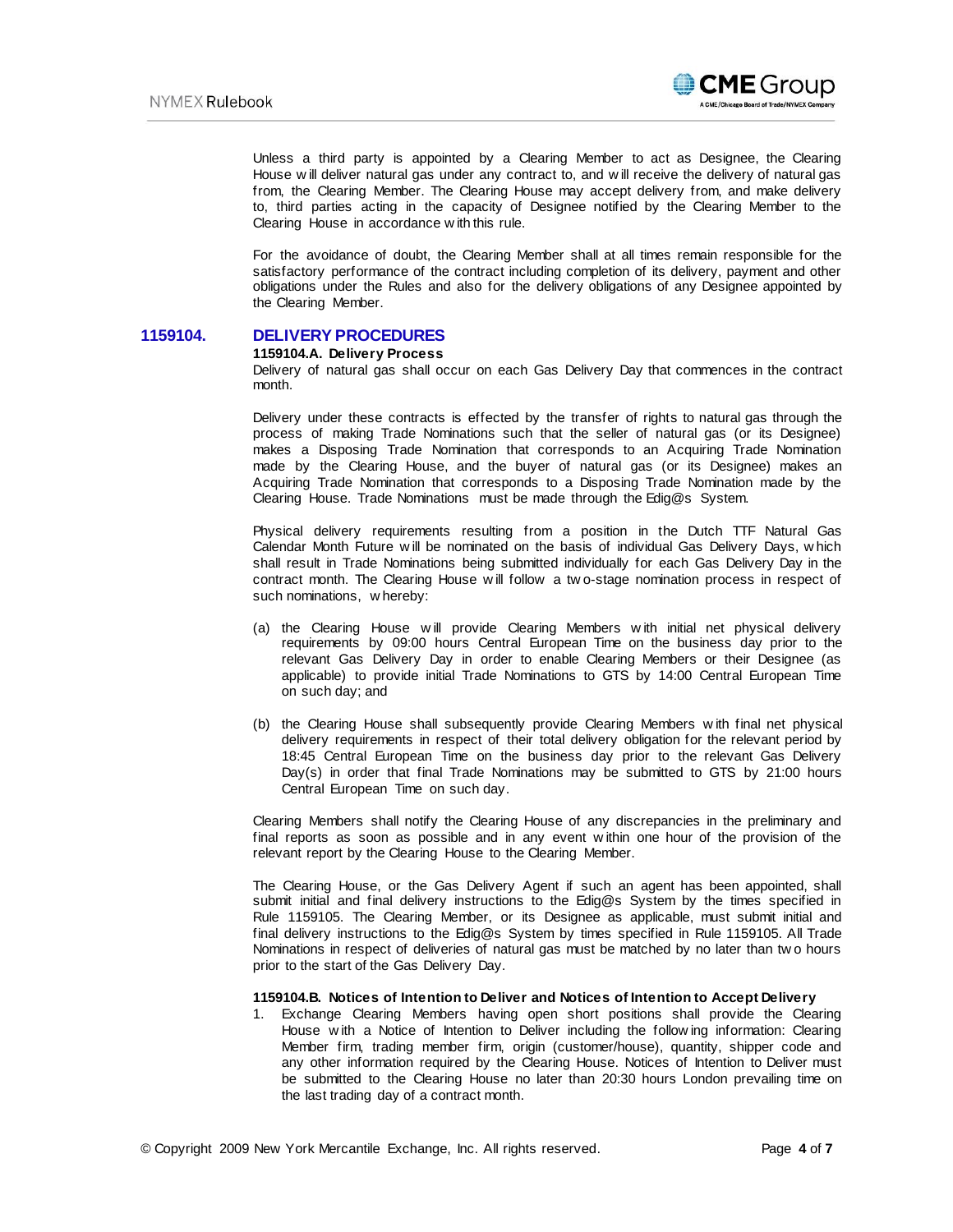Unless a third party is appointed by a Clearing Member to act as Designee, the Clearing House will deliver natural gas under any contract to, and will receive the delivery of natural gas from, the Clearing Member. The Clearing House may accept delivery from, and make delivery to, third parties acting in the capacity of Designee notified by the Clearing Member to the Clearing House in accordance with this rule.

For the avoidance of doubt, the Clearing Member shall at all times remain responsible for the satisfactory performance of the contract including completion of its delivery, payment and other obligations under the Rules and also for the delivery obligations of any Designee appointed by the Clearing Member.

## 1159104. DELIVERY PROCEDURES

**1159104.A. Delivery Process**

Delivery of natural gas shall occur on each Gas Delivery Day that commences in the contract month.

Delivery under these contracts is effected by the transfer of rights to natural gas through the process of making Trade Nominations such that the seller of natural gas (or its Designee) makes a Disposing Trade Nomination that corresponds to an Acquiring Trade Nomination made by the Clearing House, and the buyer of natural gas (or its Designee) makes an Acquiring Trade Nomination that corresponds to a Disposing Trade Nomination made by the Clearing House. Trade Nominations must be made through the Edig@s System.

Physical delivery requirements resulting from a position in the Dutch TTF Natural Gas Calendar Month Future will be nominated on the basis of individual Gas Delivery Days, which shall result in Trade Nominations being submitted individually for each Gas Delivery Day in the contract month. The Clearing House will follow a two-stage nomination process in respect of such nominations, whereby:

(a) the Clearing House will provide Clearing Members with initial net physical delivery requirements by 09:00 hours Central European Time on the business day prior to the relevant Gas Delivery Day in order to enable Clearing Members or their Designee (as applicable) to provide initial Trade Nominations to GTS by 14:00 Central European Time on such day; and

(b) the Clearing House shall subsequently provide Clearing Members with final net physical delivery requirements in respect of their total delivery obligation for the relevant period by 18:45 Central European Time on the business day prior to the relevant Gas Delivery Day(s) in order that final Trade Nominations may be submitted to GTS by 21:00 hours Central European Time on such day.

Clearing Members shall notify the Clearing House of any discrepancies in the preliminary and final reports as soon as possible and in any event within one hour of the provision of the relevant report by the Clearing House to the Clearing Member.

The Clearing House, or the Gas Delivery Agent if such an agent has been appointed, shall submit initial and final delivery instructions to the Edig@s System by the times specified in Rule 1159105. The Clearing Member, or its Designee as applicable, must submit initial and final delivery instructions to the Edig@s System by times specified in Rule 1159105. All Trade Nominations in respect of deliveries of natural gas must be matched by no later than two hours prior to the start of the Gas Delivery Day.

**1159104.B. Notices of Intention to Deliver and Notices of Intention to Accept Delivery**

1. Exchange Clearing Members having open short positions shall provide the Clearing House with a Notice of Intention to Deliver including the following information: Clearing Member firm, trading member firm, origin (customer/house), quantity, shipper code and any other information required by the Clearing House. Notices of Intention to Deliver must be submitted to the Clearing House no later than 20:30 hours London prevailing time on the last trading day of a contract month.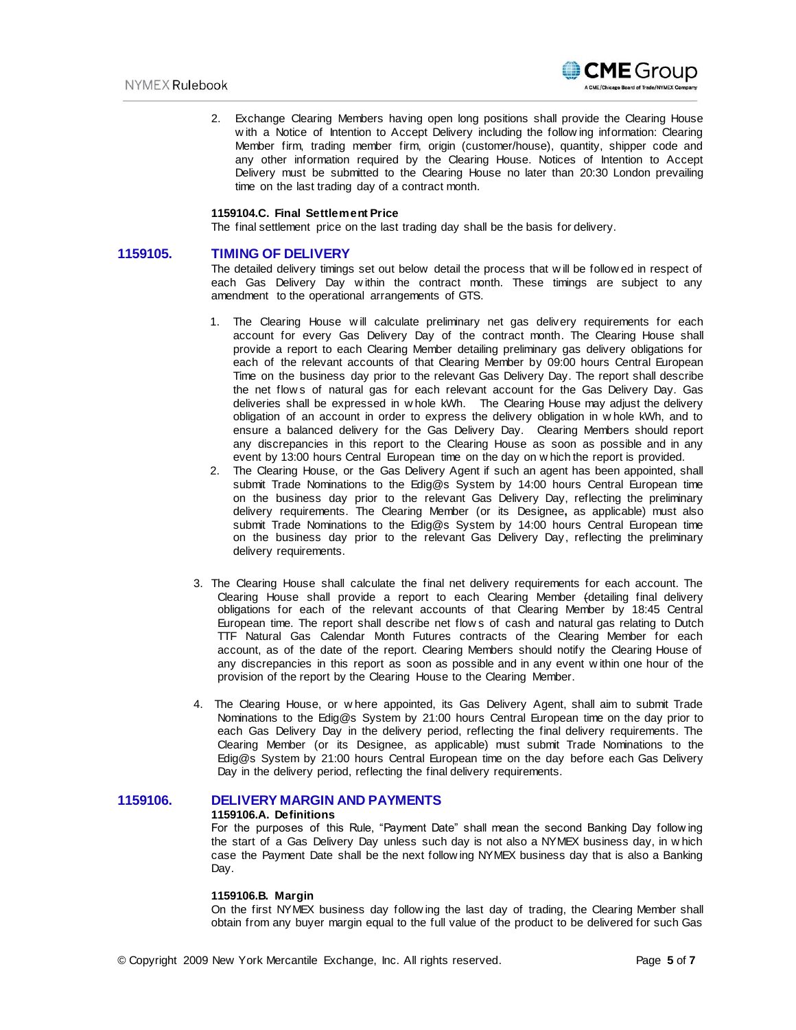2. Exchange Clearing Members having open long positions shall provide the Clearing House with a Notice of Intention to Accept Delivery including the following information: Clearing Member firm, trading member firm, origin (customer/house), quantity, shipper code and any other information required by the Clearing House. Notices of Intention to Accept Delivery must be submitted to the Clearing House no later than 20:30 London prevailing time on the last trading day of a contract month.

**1159104.C. Final Settlement Price**

The final settlement price on the last trading day shall be the basis for delivery.

## 1159105. TIMING OF DELIVERY

The detailed delivery timings set out below detail the process that will be followed in respect of each Gas Delivery Day within the contract month. These timings are subject to any amendment to the operational arrangements of GTS.

1. The Clearing House will calculate preliminary net gas delivery requirements for each account for every Gas Delivery Day of the contract month. The Clearing House shall provide a report to each Clearing Member detailing preliminary gas delivery obligations for each of the relevant accounts of that Clearing Member by 09:00 hours Central European Time on the business day prior to the relevant Gas Delivery Day. The report shall describe the net flows of natural gas for each relevant account for the Gas Delivery Day. Gas deliveries shall be expressed in whole kWh. The Clearing House may adjust the delivery obligation of an account in order to express the delivery obligation in whole kWh, and to ensure a balanced delivery for the Gas Delivery Day. Clearing Members should report any discrepancies in this report to the Clearing House as soon as possible and in any event by 13:00 hours Central European time on the day on which the report is provided.
2. The Clearing House, or the Gas Delivery Agent if such an agent has been appointed, shall submit Trade Nominations to the Edig@s System by 14:00 hours Central European time on the business day prior to the relevant Gas Delivery Day, reflecting the preliminary delivery requirements. The Clearing Member (or its Designee**,** as applicable) must also submit Trade Nominations to the Edig@s System by 14:00 hours Central European time on the business day prior to the relevant Gas Delivery Day, reflecting the preliminary delivery requirements.
3. The Clearing House shall calculate the final net delivery requirements for each account. The Clearing House shall provide a report to each Clearing Member (detailing final delivery obligations for each of the relevant accounts of that Clearing Member by 18:45 Central European time. The report shall describe net flows of cash and natural gas relating to Dutch TTF Natural Gas Calendar Month Futures contracts of the Clearing Member for each account, as of the date of the report. Clearing Members should notify the Clearing House of any discrepancies in this report as soon as possible and in any event within one hour of the provision of the report by the Clearing House to the Clearing Member.
4. The Clearing House, or where appointed, its Gas Delivery Agent, shall aim to submit Trade Nominations to the Edig@s System by 21:00 hours Central European time on the day prior to each Gas Delivery Day in the delivery period, reflecting the final delivery requirements. The Clearing Member (or its Designee, as applicable) must submit Trade Nominations to the Edig@s System by 21:00 hours Central European time on the day before each Gas Delivery Day in the delivery period, reflecting the final delivery requirements.

## 1159106. DELIVERY MARGIN AND PAYMENTS

**1159106.A. Definitions**

For the purposes of this Rule, "Payment Date" shall mean the second Banking Day following the start of a Gas Delivery Day unless such day is not also a NYMEX business day, in which case the Payment Date shall be the next following NYMEX business day that is also a Banking Day.

**1159106.B. Margin**

On the first NYMEX business day following the last day of trading, the Clearing Member shall obtain from any buyer margin equal to the full value of the product to be delivered for such Gas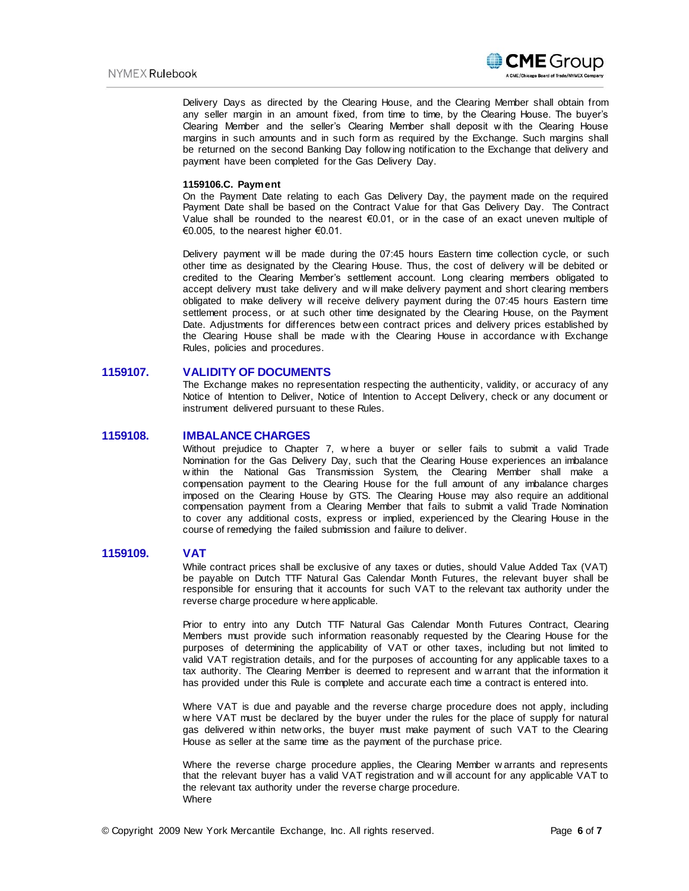Delivery Days as directed by the Clearing House, and the Clearing Member shall obtain from any seller margin in an amount fixed, from time to time, by the Clearing House. The buyer's Clearing Member and the seller's Clearing Member shall deposit with the Clearing House margins in such amounts and in such form as required by the Exchange. Such margins shall be returned on the second Banking Day following notification to the Exchange that delivery and payment have been completed for the Gas Delivery Day.

**1159106.C. Payment**

On the Payment Date relating to each Gas Delivery Day, the payment made on the required Payment Date shall be based on the Contract Value for that Gas Delivery Day. The Contract Value shall be rounded to the nearest €0.01, or in the case of an exact uneven multiple of €0.005, to the nearest higher €0.01.

Delivery payment will be made during the 07:45 hours Eastern time collection cycle, or such other time as designated by the Clearing House. Thus, the cost of delivery will be debited or credited to the Clearing Member's settlement account. Long clearing members obligated to accept delivery must take delivery and will make delivery payment and short clearing members obligated to make delivery will receive delivery payment during the 07:45 hours Eastern time settlement process, or at such other time designated by the Clearing House, on the Payment Date. Adjustments for differences between contract prices and delivery prices established by the Clearing House shall be made with the Clearing House in accordance with Exchange Rules, policies and procedures.

## 1159107. VALIDITY OF DOCUMENTS

The Exchange makes no representation respecting the authenticity, validity, or accuracy of any Notice of Intention to Deliver, Notice of Intention to Accept Delivery, check or any document or instrument delivered pursuant to these Rules.

## 1159108. IMBALANCE CHARGES

Without prejudice to Chapter 7, where a buyer or seller fails to submit a valid Trade Nomination for the Gas Delivery Day, such that the Clearing House experiences an imbalance within the National Gas Transmission System, the Clearing Member shall make a compensation payment to the Clearing House for the full amount of any imbalance charges imposed on the Clearing House by GTS. The Clearing House may also require an additional compensation payment from a Clearing Member that fails to submit a valid Trade Nomination to cover any additional costs, express or implied, experienced by the Clearing House in the course of remedying the failed submission and failure to deliver.

## 1159109. VAT

While contract prices shall be exclusive of any taxes or duties, should Value Added Tax (VAT) be payable on Dutch TTF Natural Gas Calendar Month Futures, the relevant buyer shall be responsible for ensuring that it accounts for such VAT to the relevant tax authority under the reverse charge procedure where applicable.

Prior to entry into any Dutch TTF Natural Gas Calendar Month Futures Contract, Clearing Members must provide such information reasonably requested by the Clearing House for the purposes of determining the applicability of VAT or other taxes, including but not limited to valid VAT registration details, and for the purposes of accounting for any applicable taxes to a tax authority. The Clearing Member is deemed to represent and warrant that the information it has provided under this Rule is complete and accurate each time a contract is entered into.

Where VAT is due and payable and the reverse charge procedure does not apply, including where VAT must be declared by the buyer under the rules for the place of supply for natural gas delivered within networks, the buyer must make payment of such VAT to the Clearing House as seller at the same time as the payment of the purchase price.

Where the reverse charge procedure applies, the Clearing Member warrants and represents that the relevant buyer has a valid VAT registration and will account for any applicable VAT to the relevant tax authority under the reverse charge procedure.
Where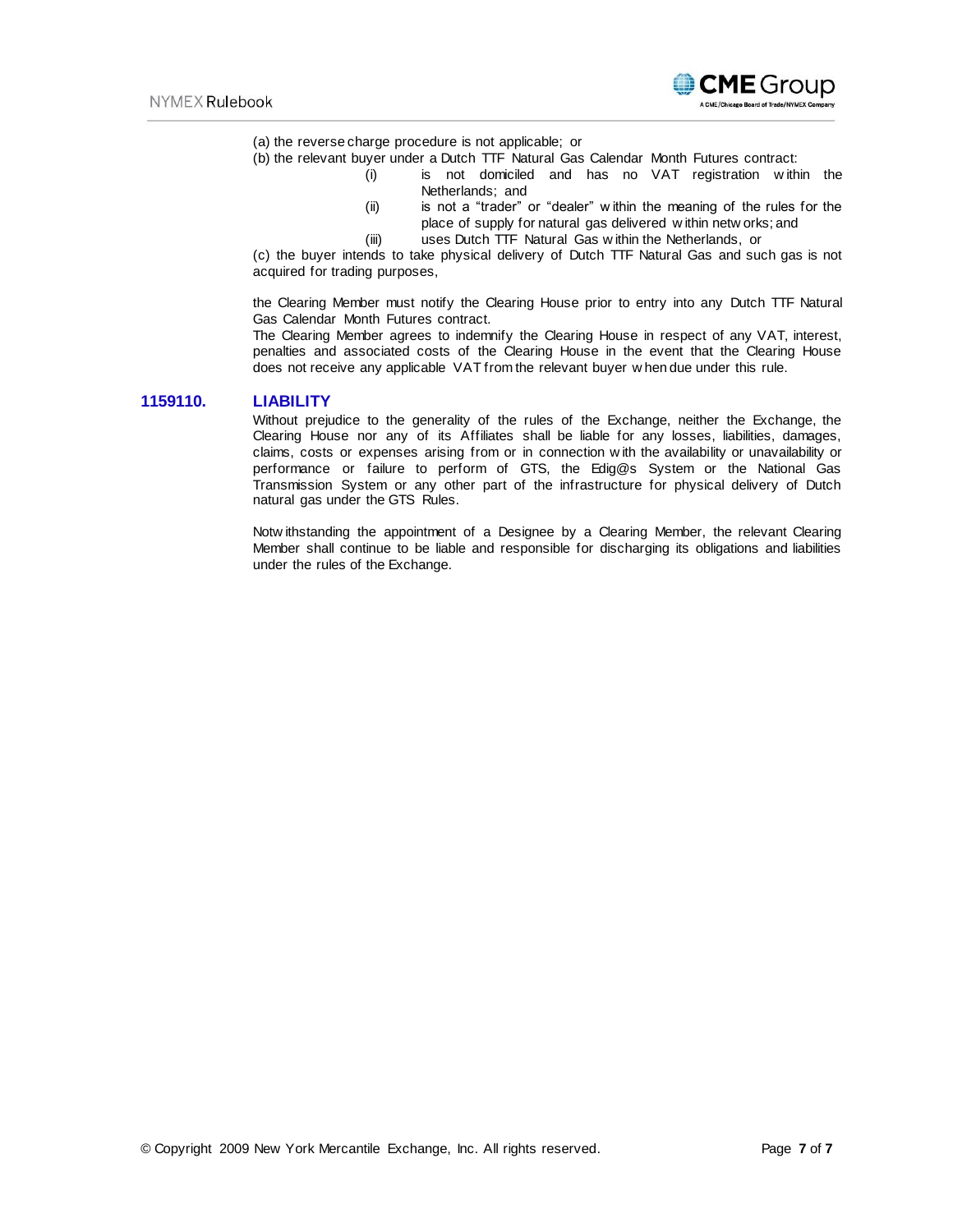(a) the reverse charge procedure is not applicable; or

(b) the relevant buyer under a Dutch TTF Natural Gas Calendar Month Futures contract:

- (i) is not domiciled and has no VAT registration within the Netherlands; and
- (ii) is not a "trader" or "dealer" within the meaning of the rules for the place of supply for natural gas delivered within networks; and
- (iii) uses Dutch TTF Natural Gas within the Netherlands, or

(c) the buyer intends to take physical delivery of Dutch TTF Natural Gas and such gas is not acquired for trading purposes,

the Clearing Member must notify the Clearing House prior to entry into any Dutch TTF Natural Gas Calendar Month Futures contract.

The Clearing Member agrees to indemnify the Clearing House in respect of any VAT, interest, penalties and associated costs of the Clearing House in the event that the Clearing House does not receive any applicable VAT from the relevant buyer when due under this rule.

## 1159110. LIABILITY

Without prejudice to the generality of the rules of the Exchange, neither the Exchange, the Clearing House nor any of its Affiliates shall be liable for any losses, liabilities, damages, claims, costs or expenses arising from or in connection with the availability or unavailability or performance or failure to perform of GTS, the Edig@s System or the National Gas Transmission System or any other part of the infrastructure for physical delivery of Dutch natural gas under the GTS Rules.

Notwithstanding the appointment of a Designee by a Clearing Member, the relevant Clearing Member shall continue to be liable and responsible for discharging its obligations and liabilities under the rules of the Exchange.